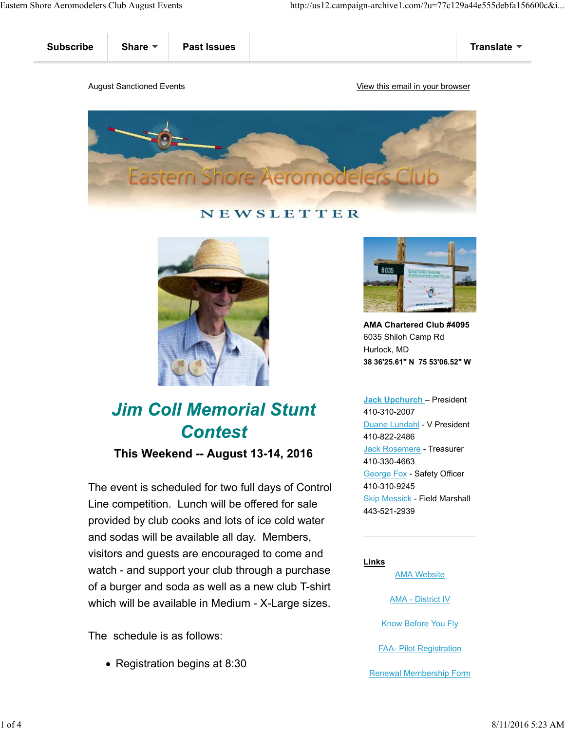Subscribe | Share | Past Issues | Translate

August Sanctioned Events

View this email in your browser

Eastern Shore Aeromodelers Club

NEWSLETTER

# *Jim Coll Memorial Stunt Contest*

**This Weekend -- August 13-14, 2016**

The event is scheduled for two full days of Control Line competition. Lunch will be offered for sale provided by club cooks and lots of ice cold water and sodas will be available all day. Members, visitors and guests are encouraged to come and watch - and support your club through a purchase of a burger and soda as well as a new club T-shirt which will be available in Medium - X-Large sizes.

The schedule is as follows:

- Registration begins at 8:30

**AMA Chartered Club #4095**
6035 Shiloh Camp Rd
Hurlock, MD
**38 36'25.61" N 75 53'06.52" W**

Jack Upchurch – President
410-310-2007
Duane Lundahl - V President
410-822-2486
Jack Rosemere - Treasurer
410-330-4663
George Fox - Safety Officer
410-310-9245
Skip Messick - Field Marshall
443-521-2939

**Links**

AMA Website

AMA - District IV

Know Before You Fly

FAA- Pilot Registration

Renewal Membership Form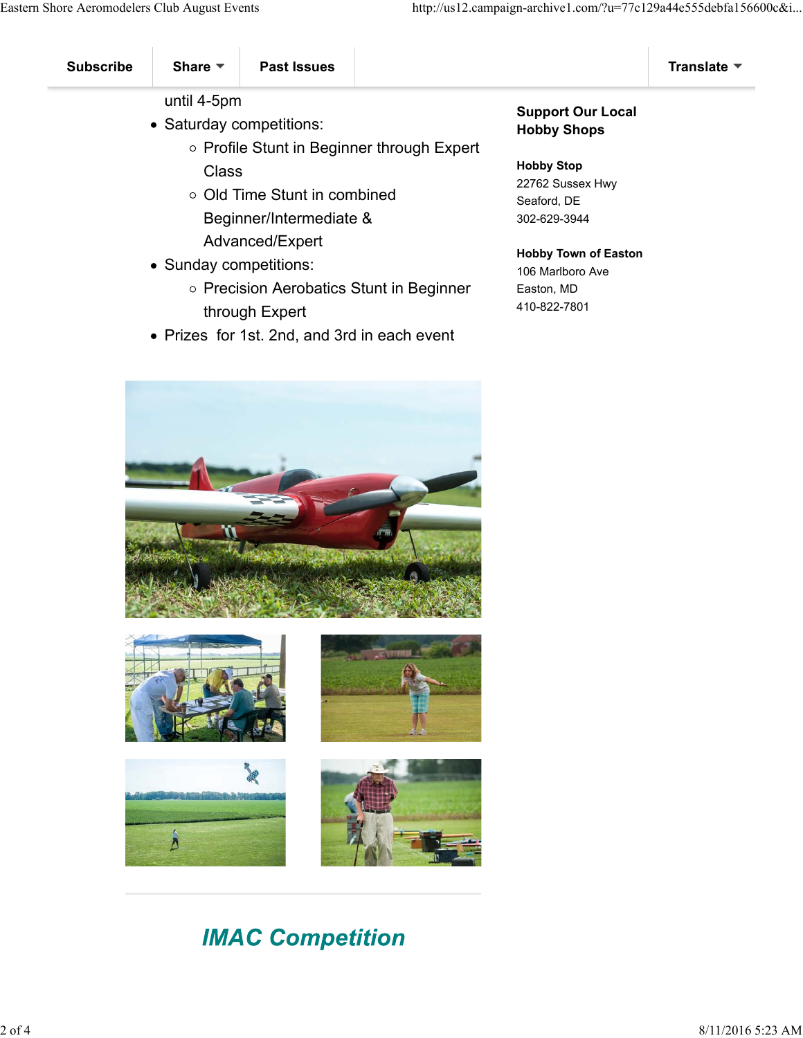Subscribe | Share | Past Issues | Translate

until 4-5pm

- Saturday competitions:
  - Profile Stunt in Beginner through Expert Class
  - Old Time Stunt in combined Beginner/Intermediate & Advanced/Expert
- Sunday competitions:
  - Precision Aerobatics Stunt in Beginner through Expert
- Prizes  for 1st. 2nd, and 3rd in each event

## *IMAC Competition*

**Support Our Local Hobby Shops**

**Hobby Stop**
22762 Sussex Hwy
Seaford, DE
302-629-3944

**Hobby Town of Easton**
106 Marlboro Ave
Easton, MD
410-822-7801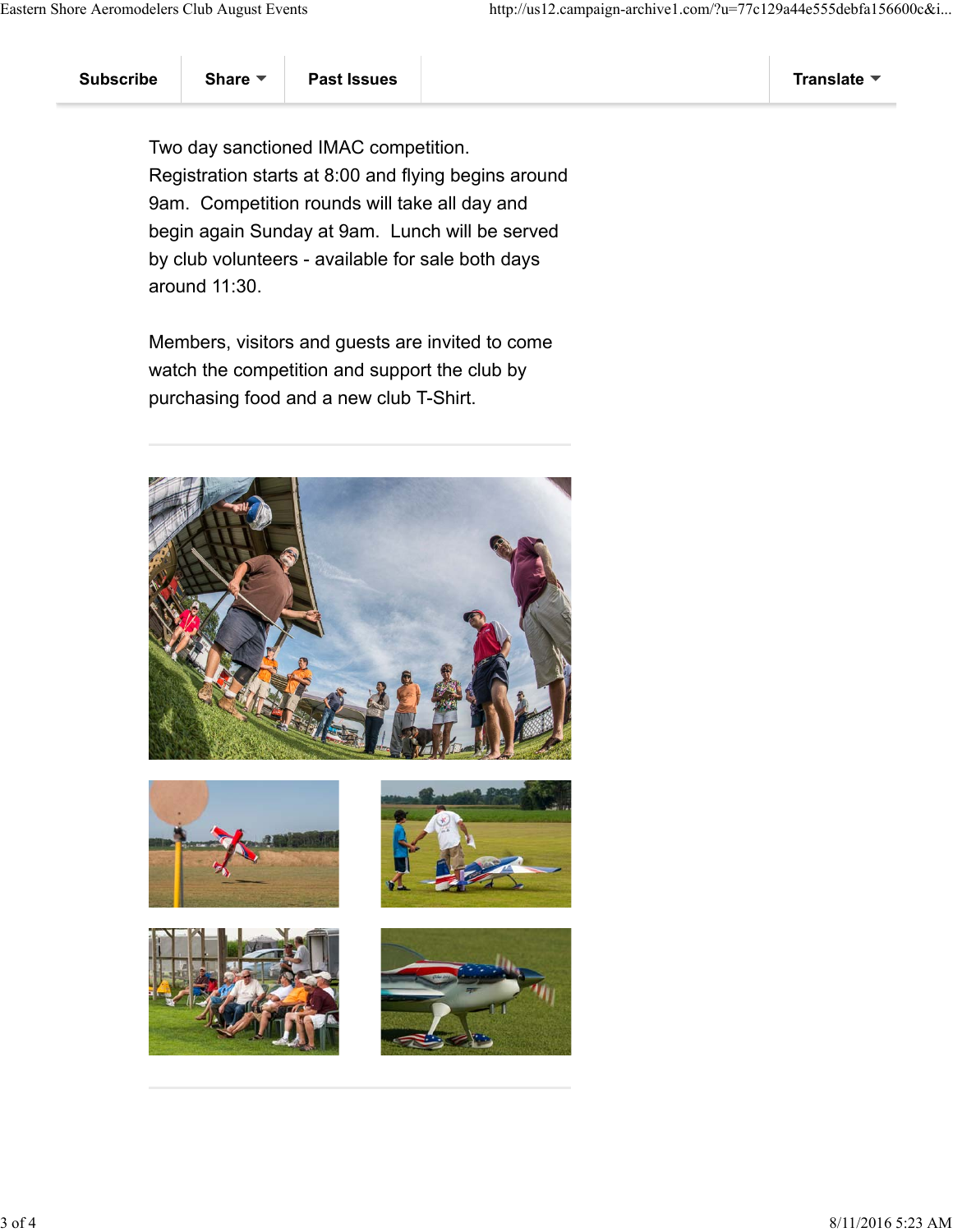Subscribe | Share | Past Issues | Translate

Two day sanctioned IMAC competition. Registration starts at 8:00 and flying begins around 9am. Competition rounds will take all day and begin again Sunday at 9am. Lunch will be served by club volunteers - available for sale both days around 11:30.

Members, visitors and guests are invited to come watch the competition and support the club by purchasing food and a new club T-Shirt.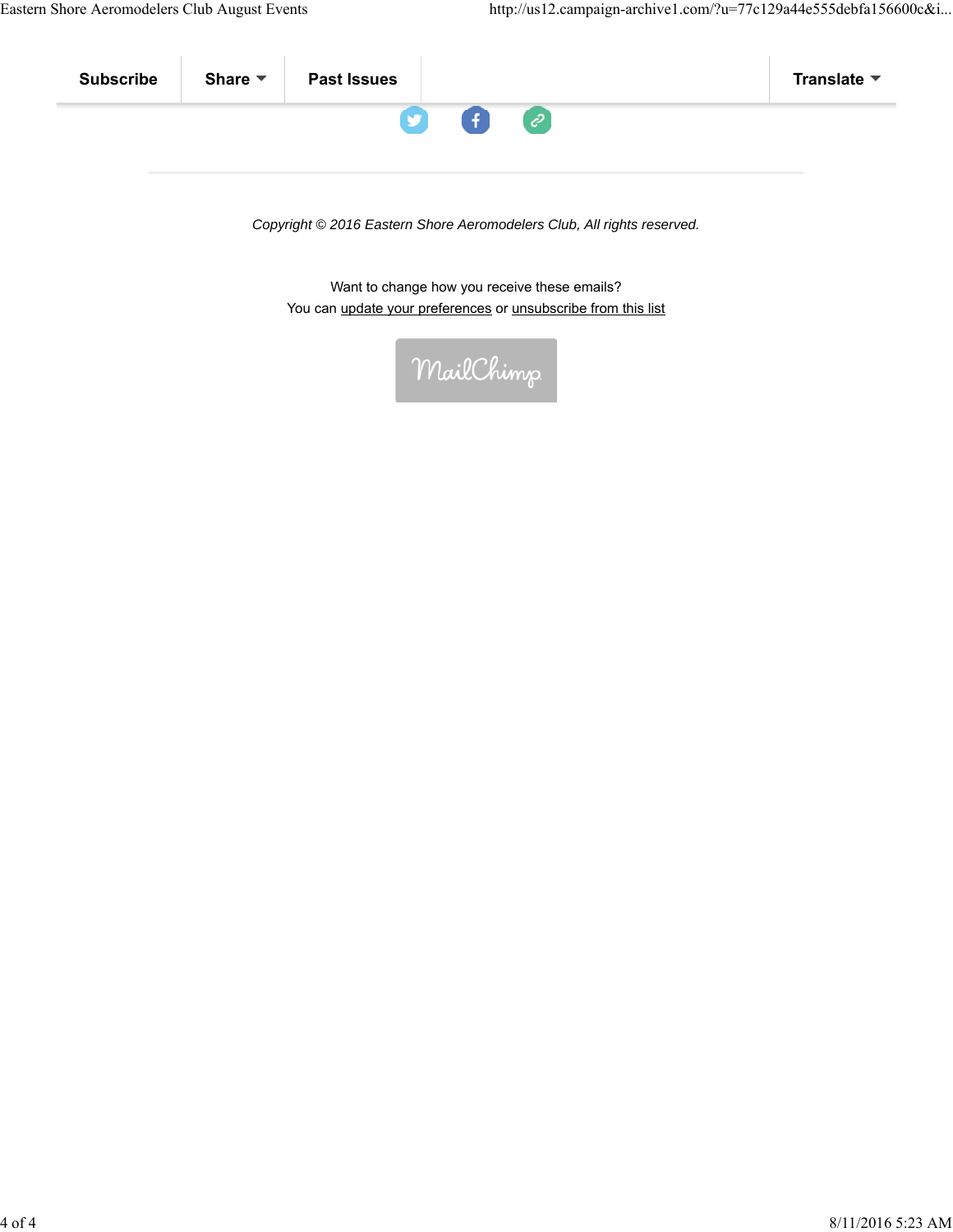Subscribe | Share | Past Issues | Translate

*Copyright © 2016 Eastern Shore Aeromodelers Club, All rights reserved.*

Want to change how you receive these emails?
You can update your preferences or unsubscribe from this list

MailChimp